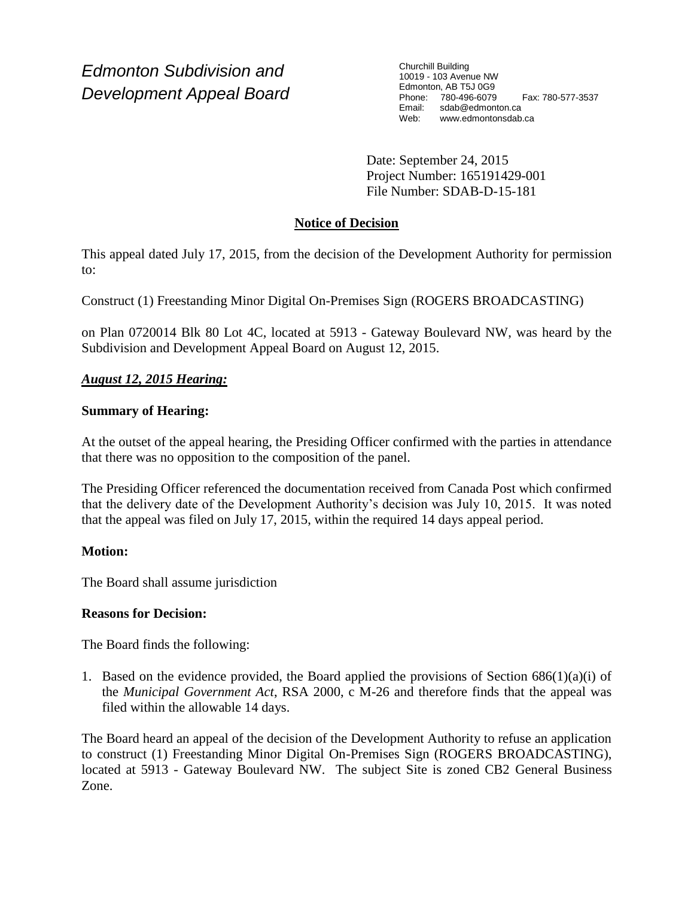*Edmonton Subdivision and Development Appeal Board*

Churchill Building
10019 - 103 Avenue NW
Edmonton, AB T5J 0G9
Phone: 780-496-6079 Fax: 780-577-3537
Email: sdab@edmonton.ca
Web: www.edmontonsdab.ca

Date: September 24, 2015
Project Number: 165191429-001
File Number: SDAB-D-15-181

## Notice of Decision

This appeal dated July 17, 2015, from the decision of the Development Authority for permission to:

Construct (1) Freestanding Minor Digital On-Premises Sign (ROGERS BROADCASTING)

on Plan 0720014 Blk 80 Lot 4C, located at 5913 - Gateway Boulevard NW, was heard by the Subdivision and Development Appeal Board on August 12, 2015.

***August 12, 2015 Hearing:***

**Summary of Hearing:**

At the outset of the appeal hearing, the Presiding Officer confirmed with the parties in attendance that there was no opposition to the composition of the panel.

The Presiding Officer referenced the documentation received from Canada Post which confirmed that the delivery date of the Development Authority's decision was July 10, 2015. It was noted that the appeal was filed on July 17, 2015, within the required 14 days appeal period.

**Motion:**

The Board shall assume jurisdiction

**Reasons for Decision:**

The Board finds the following:

1. Based on the evidence provided, the Board applied the provisions of Section 686(1)(a)(i) of the *Municipal Government Act*, RSA 2000, c M-26 and therefore finds that the appeal was filed within the allowable 14 days.

The Board heard an appeal of the decision of the Development Authority to refuse an application to construct (1) Freestanding Minor Digital On-Premises Sign (ROGERS BROADCASTING), located at 5913 - Gateway Boulevard NW. The subject Site is zoned CB2 General Business Zone.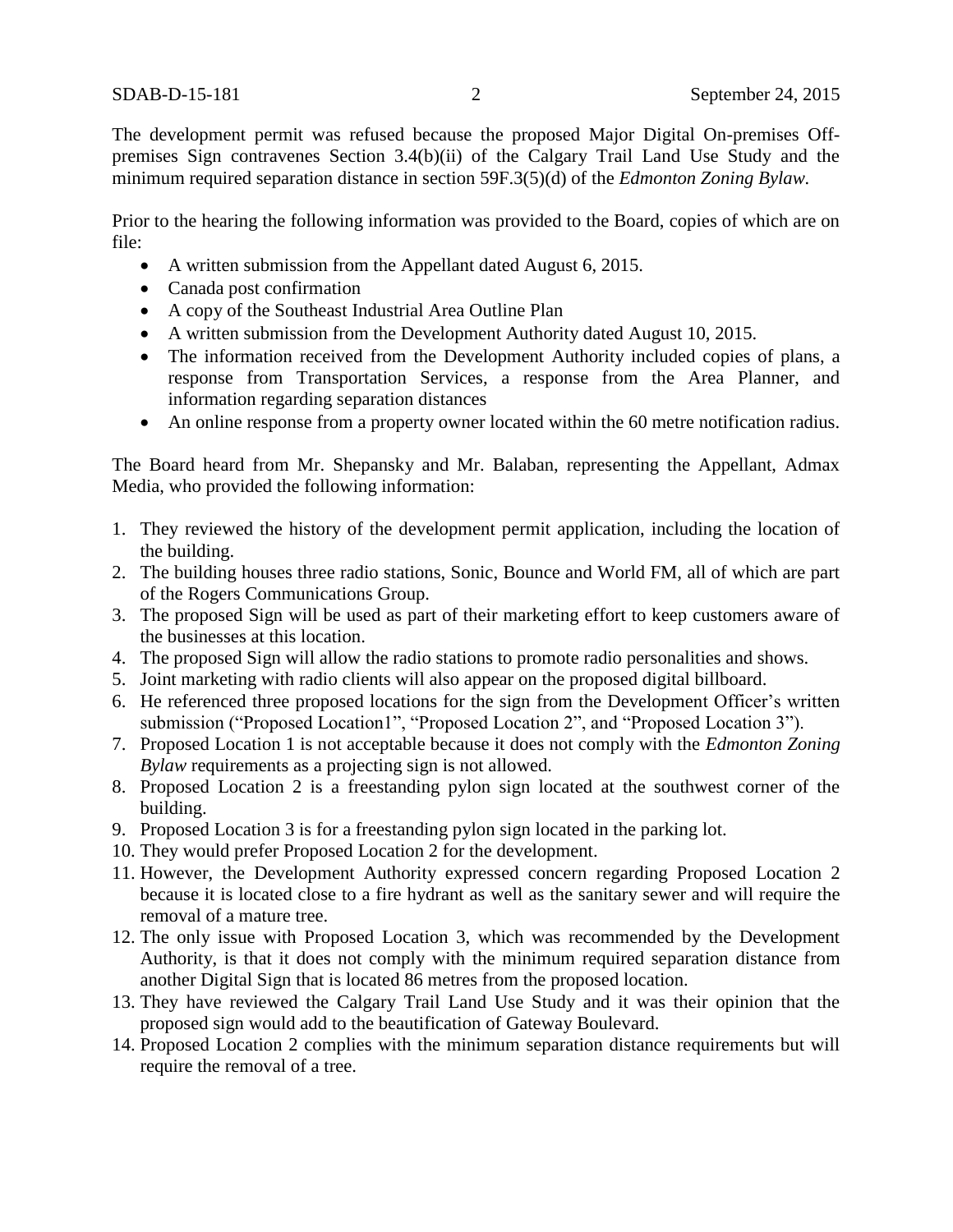The development permit was refused because the proposed Major Digital On-premises Off-premises Sign contravenes Section 3.4(b)(ii) of the Calgary Trail Land Use Study and the minimum required separation distance in section 59F.3(5)(d) of the *Edmonton Zoning Bylaw.*

Prior to the hearing the following information was provided to the Board, copies of which are on file:

- A written submission from the Appellant dated August 6, 2015.
- Canada post confirmation
- A copy of the Southeast Industrial Area Outline Plan
- A written submission from the Development Authority dated August 10, 2015.
- The information received from the Development Authority included copies of plans, a response from Transportation Services, a response from the Area Planner, and information regarding separation distances
- An online response from a property owner located within the 60 metre notification radius.

The Board heard from Mr. Shepansky and Mr. Balaban, representing the Appellant, Admax Media, who provided the following information:

1. They reviewed the history of the development permit application, including the location of the building.
2. The building houses three radio stations, Sonic, Bounce and World FM, all of which are part of the Rogers Communications Group.
3. The proposed Sign will be used as part of their marketing effort to keep customers aware of the businesses at this location.
4. The proposed Sign will allow the radio stations to promote radio personalities and shows.
5. Joint marketing with radio clients will also appear on the proposed digital billboard.
6. He referenced three proposed locations for the sign from the Development Officer's written submission ("Proposed Location1", "Proposed Location 2", and "Proposed Location 3").
7. Proposed Location 1 is not acceptable because it does not comply with the *Edmonton Zoning Bylaw* requirements as a projecting sign is not allowed.
8. Proposed Location 2 is a freestanding pylon sign located at the southwest corner of the building.
9. Proposed Location 3 is for a freestanding pylon sign located in the parking lot.
10. They would prefer Proposed Location 2 for the development.
11. However, the Development Authority expressed concern regarding Proposed Location 2 because it is located close to a fire hydrant as well as the sanitary sewer and will require the removal of a mature tree.
12. The only issue with Proposed Location 3, which was recommended by the Development Authority, is that it does not comply with the minimum required separation distance from another Digital Sign that is located 86 metres from the proposed location.
13. They have reviewed the Calgary Trail Land Use Study and it was their opinion that the proposed sign would add to the beautification of Gateway Boulevard.
14. Proposed Location 2 complies with the minimum separation distance requirements but will require the removal of a tree.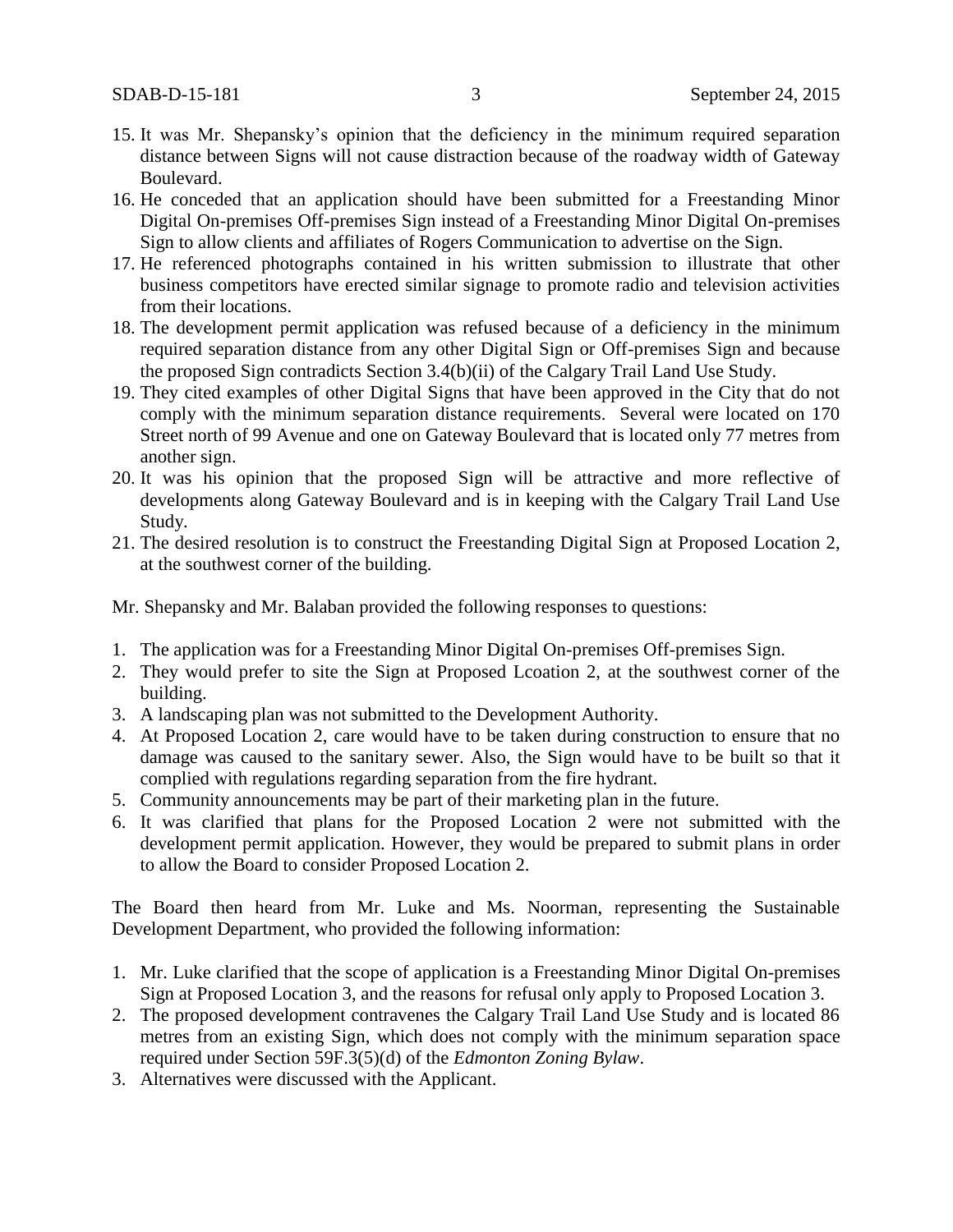15. It was Mr. Shepansky's opinion that the deficiency in the minimum required separation distance between Signs will not cause distraction because of the roadway width of Gateway Boulevard.
16. He conceded that an application should have been submitted for a Freestanding Minor Digital On-premises Off-premises Sign instead of a Freestanding Minor Digital On-premises Sign to allow clients and affiliates of Rogers Communication to advertise on the Sign.
17. He referenced photographs contained in his written submission to illustrate that other business competitors have erected similar signage to promote radio and television activities from their locations.
18. The development permit application was refused because of a deficiency in the minimum required separation distance from any other Digital Sign or Off-premises Sign and because the proposed Sign contradicts Section 3.4(b)(ii) of the Calgary Trail Land Use Study.
19. They cited examples of other Digital Signs that have been approved in the City that do not comply with the minimum separation distance requirements. Several were located on 170 Street north of 99 Avenue and one on Gateway Boulevard that is located only 77 metres from another sign.
20. It was his opinion that the proposed Sign will be attractive and more reflective of developments along Gateway Boulevard and is in keeping with the Calgary Trail Land Use Study.
21. The desired resolution is to construct the Freestanding Digital Sign at Proposed Location 2, at the southwest corner of the building.

Mr. Shepansky and Mr. Balaban provided the following responses to questions:

1. The application was for a Freestanding Minor Digital On-premises Off-premises Sign.
2. They would prefer to site the Sign at Proposed Lcoation 2, at the southwest corner of the building.
3. A landscaping plan was not submitted to the Development Authority.
4. At Proposed Location 2, care would have to be taken during construction to ensure that no damage was caused to the sanitary sewer. Also, the Sign would have to be built so that it complied with regulations regarding separation from the fire hydrant.
5. Community announcements may be part of their marketing plan in the future.
6. It was clarified that plans for the Proposed Location 2 were not submitted with the development permit application. However, they would be prepared to submit plans in order to allow the Board to consider Proposed Location 2.

The Board then heard from Mr. Luke and Ms. Noorman, representing the Sustainable Development Department, who provided the following information:

1. Mr. Luke clarified that the scope of application is a Freestanding Minor Digital On-premises Sign at Proposed Location 3, and the reasons for refusal only apply to Proposed Location 3.
2. The proposed development contravenes the Calgary Trail Land Use Study and is located 86 metres from an existing Sign, which does not comply with the minimum separation space required under Section 59F.3(5)(d) of the *Edmonton Zoning Bylaw*.
3. Alternatives were discussed with the Applicant.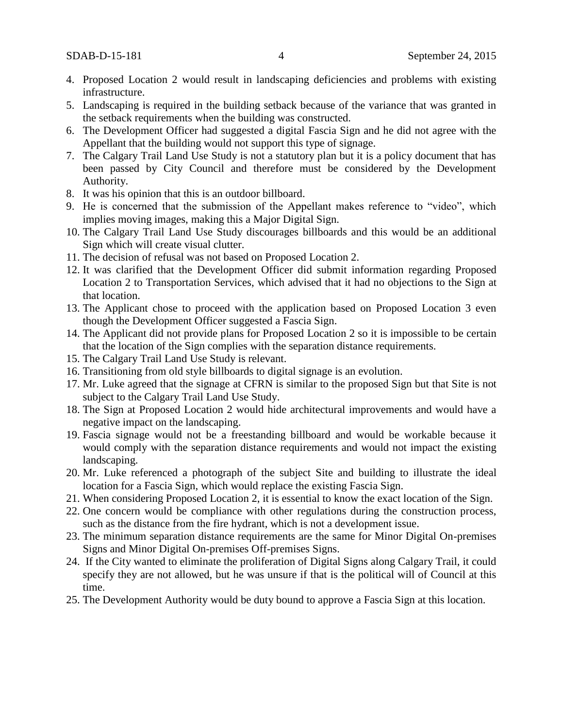4. Proposed Location 2 would result in landscaping deficiencies and problems with existing infrastructure.
5. Landscaping is required in the building setback because of the variance that was granted in the setback requirements when the building was constructed.
6. The Development Officer had suggested a digital Fascia Sign and he did not agree with the Appellant that the building would not support this type of signage.
7. The Calgary Trail Land Use Study is not a statutory plan but it is a policy document that has been passed by City Council and therefore must be considered by the Development Authority.
8. It was his opinion that this is an outdoor billboard.
9. He is concerned that the submission of the Appellant makes reference to "video", which implies moving images, making this a Major Digital Sign.
10. The Calgary Trail Land Use Study discourages billboards and this would be an additional Sign which will create visual clutter.
11. The decision of refusal was not based on Proposed Location 2.
12. It was clarified that the Development Officer did submit information regarding Proposed Location 2 to Transportation Services, which advised that it had no objections to the Sign at that location.
13. The Applicant chose to proceed with the application based on Proposed Location 3 even though the Development Officer suggested a Fascia Sign.
14. The Applicant did not provide plans for Proposed Location 2 so it is impossible to be certain that the location of the Sign complies with the separation distance requirements.
15. The Calgary Trail Land Use Study is relevant.
16. Transitioning from old style billboards to digital signage is an evolution.
17. Mr. Luke agreed that the signage at CFRN is similar to the proposed Sign but that Site is not subject to the Calgary Trail Land Use Study.
18. The Sign at Proposed Location 2 would hide architectural improvements and would have a negative impact on the landscaping.
19. Fascia signage would not be a freestanding billboard and would be workable because it would comply with the separation distance requirements and would not impact the existing landscaping.
20. Mr. Luke referenced a photograph of the subject Site and building to illustrate the ideal location for a Fascia Sign, which would replace the existing Fascia Sign.
21. When considering Proposed Location 2, it is essential to know the exact location of the Sign.
22. One concern would be compliance with other regulations during the construction process, such as the distance from the fire hydrant, which is not a development issue.
23. The minimum separation distance requirements are the same for Minor Digital On-premises Signs and Minor Digital On-premises Off-premises Signs.
24. If the City wanted to eliminate the proliferation of Digital Signs along Calgary Trail, it could specify they are not allowed, but he was unsure if that is the political will of Council at this time.
25. The Development Authority would be duty bound to approve a Fascia Sign at this location.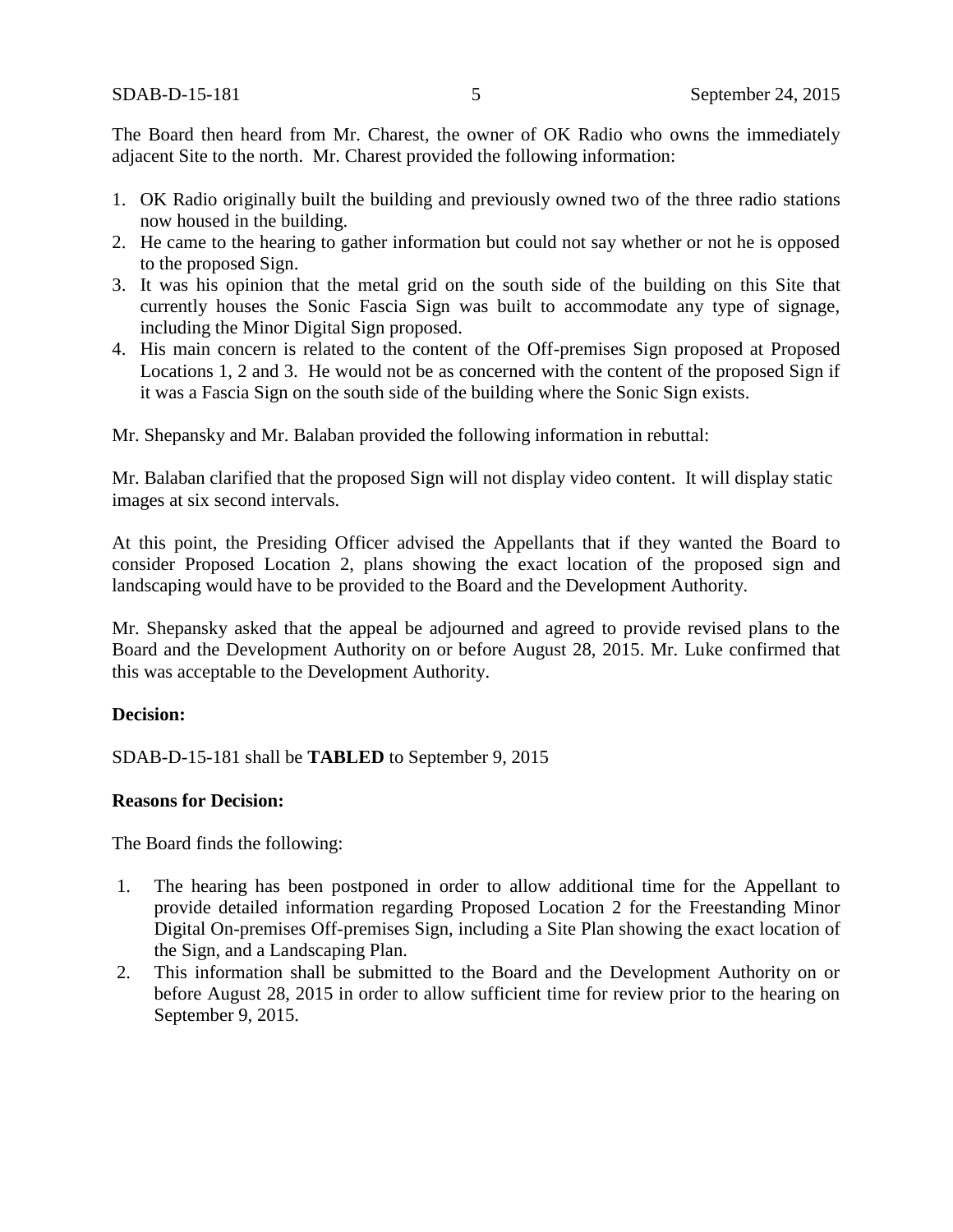The Board then heard from Mr. Charest, the owner of OK Radio who owns the immediately adjacent Site to the north. Mr. Charest provided the following information:

1. OK Radio originally built the building and previously owned two of the three radio stations now housed in the building.
2. He came to the hearing to gather information but could not say whether or not he is opposed to the proposed Sign.
3. It was his opinion that the metal grid on the south side of the building on this Site that currently houses the Sonic Fascia Sign was built to accommodate any type of signage, including the Minor Digital Sign proposed.
4. His main concern is related to the content of the Off-premises Sign proposed at Proposed Locations 1, 2 and 3. He would not be as concerned with the content of the proposed Sign if it was a Fascia Sign on the south side of the building where the Sonic Sign exists.

Mr. Shepansky and Mr. Balaban provided the following information in rebuttal:

Mr. Balaban clarified that the proposed Sign will not display video content. It will display static images at six second intervals.

At this point, the Presiding Officer advised the Appellants that if they wanted the Board to consider Proposed Location 2, plans showing the exact location of the proposed sign and landscaping would have to be provided to the Board and the Development Authority.

Mr. Shepansky asked that the appeal be adjourned and agreed to provide revised plans to the Board and the Development Authority on or before August 28, 2015. Mr. Luke confirmed that this was acceptable to the Development Authority.

**Decision:**

SDAB-D-15-181 shall be **TABLED** to September 9, 2015

**Reasons for Decision:**

The Board finds the following:

1. The hearing has been postponed in order to allow additional time for the Appellant to provide detailed information regarding Proposed Location 2 for the Freestanding Minor Digital On-premises Off-premises Sign, including a Site Plan showing the exact location of the Sign, and a Landscaping Plan.
2. This information shall be submitted to the Board and the Development Authority on or before August 28, 2015 in order to allow sufficient time for review prior to the hearing on September 9, 2015.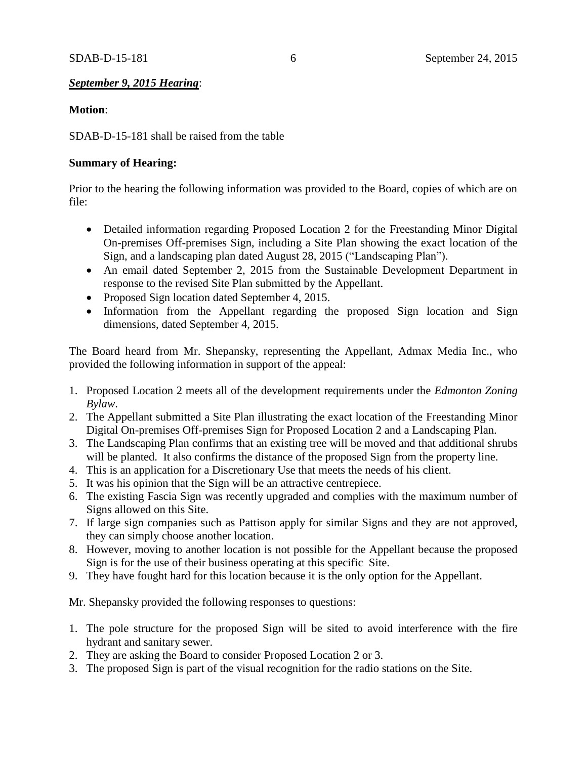***September 9, 2015 Hearing***:

**Motion**:

SDAB-D-15-181 shall be raised from the table

**Summary of Hearing:**

Prior to the hearing the following information was provided to the Board, copies of which are on file:

- Detailed information regarding Proposed Location 2 for the Freestanding Minor Digital On-premises Off-premises Sign, including a Site Plan showing the exact location of the Sign, and a landscaping plan dated August 28, 2015 ("Landscaping Plan").
- An email dated September 2, 2015 from the Sustainable Development Department in response to the revised Site Plan submitted by the Appellant.
- Proposed Sign location dated September 4, 2015.
- Information from the Appellant regarding the proposed Sign location and Sign dimensions, dated September 4, 2015.

The Board heard from Mr. Shepansky, representing the Appellant, Admax Media Inc., who provided the following information in support of the appeal:

1. Proposed Location 2 meets all of the development requirements under the *Edmonton Zoning Bylaw*.
2. The Appellant submitted a Site Plan illustrating the exact location of the Freestanding Minor Digital On-premises Off-premises Sign for Proposed Location 2 and a Landscaping Plan.
3. The Landscaping Plan confirms that an existing tree will be moved and that additional shrubs will be planted. It also confirms the distance of the proposed Sign from the property line.
4. This is an application for a Discretionary Use that meets the needs of his client.
5. It was his opinion that the Sign will be an attractive centrepiece.
6. The existing Fascia Sign was recently upgraded and complies with the maximum number of Signs allowed on this Site.
7. If large sign companies such as Pattison apply for similar Signs and they are not approved, they can simply choose another location.
8. However, moving to another location is not possible for the Appellant because the proposed Sign is for the use of their business operating at this specific Site.
9. They have fought hard for this location because it is the only option for the Appellant.

Mr. Shepansky provided the following responses to questions:

1. The pole structure for the proposed Sign will be sited to avoid interference with the fire hydrant and sanitary sewer.
2. They are asking the Board to consider Proposed Location 2 or 3.
3. The proposed Sign is part of the visual recognition for the radio stations on the Site.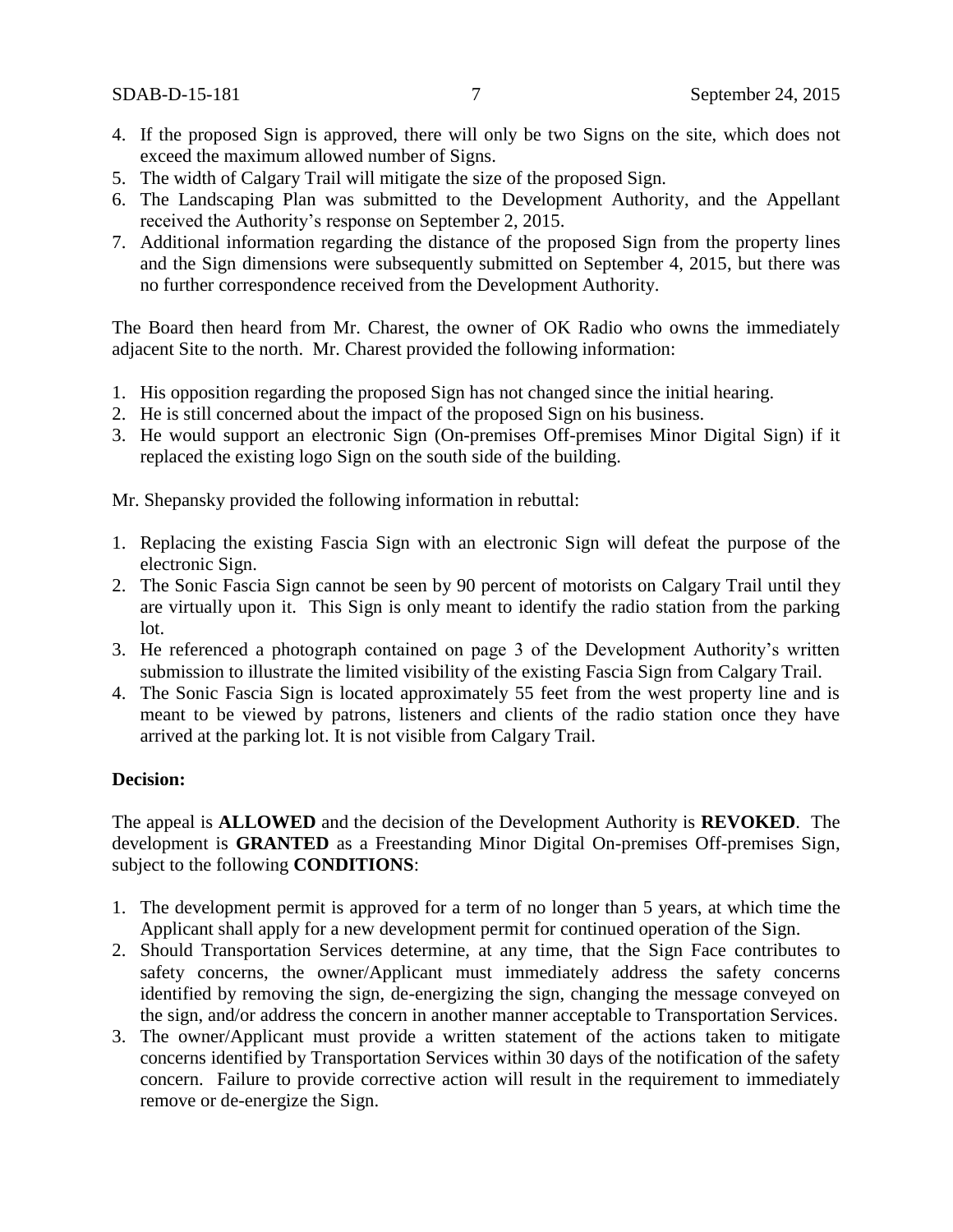4. If the proposed Sign is approved, there will only be two Signs on the site, which does not exceed the maximum allowed number of Signs.
5. The width of Calgary Trail will mitigate the size of the proposed Sign.
6. The Landscaping Plan was submitted to the Development Authority, and the Appellant received the Authority's response on September 2, 2015.
7. Additional information regarding the distance of the proposed Sign from the property lines and the Sign dimensions were subsequently submitted on September 4, 2015, but there was no further correspondence received from the Development Authority.

The Board then heard from Mr. Charest, the owner of OK Radio who owns the immediately adjacent Site to the north. Mr. Charest provided the following information:

1. His opposition regarding the proposed Sign has not changed since the initial hearing.
2. He is still concerned about the impact of the proposed Sign on his business.
3. He would support an electronic Sign (On-premises Off-premises Minor Digital Sign) if it replaced the existing logo Sign on the south side of the building.

Mr. Shepansky provided the following information in rebuttal:

1. Replacing the existing Fascia Sign with an electronic Sign will defeat the purpose of the electronic Sign.
2. The Sonic Fascia Sign cannot be seen by 90 percent of motorists on Calgary Trail until they are virtually upon it. This Sign is only meant to identify the radio station from the parking lot.
3. He referenced a photograph contained on page 3 of the Development Authority's written submission to illustrate the limited visibility of the existing Fascia Sign from Calgary Trail.
4. The Sonic Fascia Sign is located approximately 55 feet from the west property line and is meant to be viewed by patrons, listeners and clients of the radio station once they have arrived at the parking lot. It is not visible from Calgary Trail.

**Decision:**

The appeal is **ALLOWED** and the decision of the Development Authority is **REVOKED**. The development is **GRANTED** as a Freestanding Minor Digital On-premises Off-premises Sign, subject to the following **CONDITIONS**:

1. The development permit is approved for a term of no longer than 5 years, at which time the Applicant shall apply for a new development permit for continued operation of the Sign.
2. Should Transportation Services determine, at any time, that the Sign Face contributes to safety concerns, the owner/Applicant must immediately address the safety concerns identified by removing the sign, de-energizing the sign, changing the message conveyed on the sign, and/or address the concern in another manner acceptable to Transportation Services.
3. The owner/Applicant must provide a written statement of the actions taken to mitigate concerns identified by Transportation Services within 30 days of the notification of the safety concern. Failure to provide corrective action will result in the requirement to immediately remove or de-energize the Sign.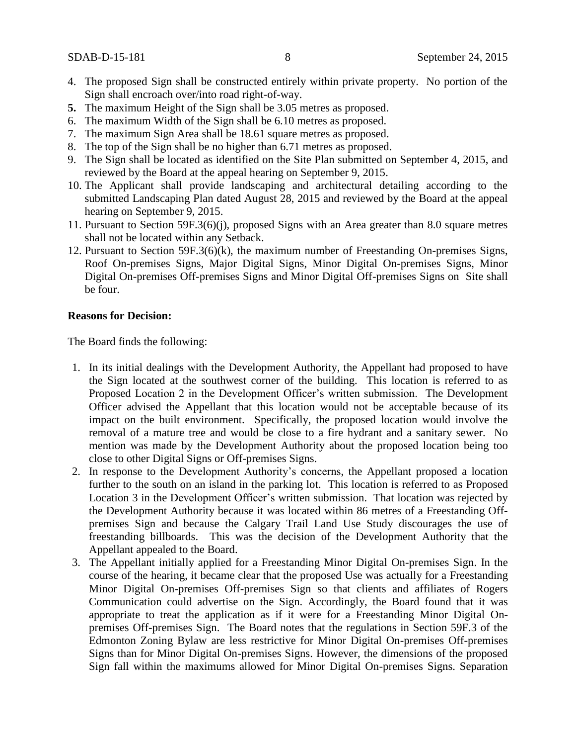4. The proposed Sign shall be constructed entirely within private property. No portion of the Sign shall encroach over/into road right-of-way.
5. The maximum Height of the Sign shall be 3.05 metres as proposed.
6. The maximum Width of the Sign shall be 6.10 metres as proposed.
7. The maximum Sign Area shall be 18.61 square metres as proposed.
8. The top of the Sign shall be no higher than 6.71 metres as proposed.
9. The Sign shall be located as identified on the Site Plan submitted on September 4, 2015, and reviewed by the Board at the appeal hearing on September 9, 2015.
10. The Applicant shall provide landscaping and architectural detailing according to the submitted Landscaping Plan dated August 28, 2015 and reviewed by the Board at the appeal hearing on September 9, 2015.
11. Pursuant to Section 59F.3(6)(j), proposed Signs with an Area greater than 8.0 square metres shall not be located within any Setback.
12. Pursuant to Section 59F.3(6)(k), the maximum number of Freestanding On-premises Signs, Roof On-premises Signs, Major Digital Signs, Minor Digital On-premises Signs, Minor Digital On-premises Off-premises Signs and Minor Digital Off-premises Signs on Site shall be four.

**Reasons for Decision:**

The Board finds the following:

1. In its initial dealings with the Development Authority, the Appellant had proposed to have the Sign located at the southwest corner of the building. This location is referred to as Proposed Location 2 in the Development Officer's written submission. The Development Officer advised the Appellant that this location would not be acceptable because of its impact on the built environment. Specifically, the proposed location would involve the removal of a mature tree and would be close to a fire hydrant and a sanitary sewer. No mention was made by the Development Authority about the proposed location being too close to other Digital Signs or Off-premises Signs.
2. In response to the Development Authority's concerns, the Appellant proposed a location further to the south on an island in the parking lot. This location is referred to as Proposed Location 3 in the Development Officer's written submission. That location was rejected by the Development Authority because it was located within 86 metres of a Freestanding Off-premises Sign and because the Calgary Trail Land Use Study discourages the use of freestanding billboards. This was the decision of the Development Authority that the Appellant appealed to the Board.
3. The Appellant initially applied for a Freestanding Minor Digital On-premises Sign. In the course of the hearing, it became clear that the proposed Use was actually for a Freestanding Minor Digital On-premises Off-premises Sign so that clients and affiliates of Rogers Communication could advertise on the Sign. Accordingly, the Board found that it was appropriate to treat the application as if it were for a Freestanding Minor Digital On-premises Off-premises Sign. The Board notes that the regulations in Section 59F.3 of the Edmonton Zoning Bylaw are less restrictive for Minor Digital On-premises Off-premises Signs than for Minor Digital On-premises Signs. However, the dimensions of the proposed Sign fall within the maximums allowed for Minor Digital On-premises Signs. Separation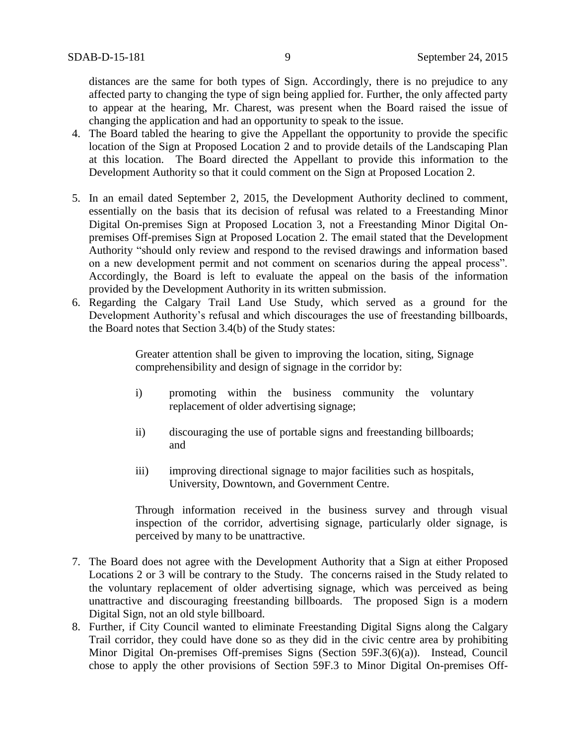distances are the same for both types of Sign. Accordingly, there is no prejudice to any affected party to changing the type of sign being applied for. Further, the only affected party to appear at the hearing, Mr. Charest, was present when the Board raised the issue of changing the application and had an opportunity to speak to the issue.

4. The Board tabled the hearing to give the Appellant the opportunity to provide the specific location of the Sign at Proposed Location 2 and to provide details of the Landscaping Plan at this location. The Board directed the Appellant to provide this information to the Development Authority so that it could comment on the Sign at Proposed Location 2.

5. In an email dated September 2, 2015, the Development Authority declined to comment, essentially on the basis that its decision of refusal was related to a Freestanding Minor Digital On-premises Sign at Proposed Location 3, not a Freestanding Minor Digital On-premises Off-premises Sign at Proposed Location 2. The email stated that the Development Authority "should only review and respond to the revised drawings and information based on a new development permit and not comment on scenarios during the appeal process". Accordingly, the Board is left to evaluate the appeal on the basis of the information provided by the Development Authority in its written submission.

6. Regarding the Calgary Trail Land Use Study, which served as a ground for the Development Authority's refusal and which discourages the use of freestanding billboards, the Board notes that Section 3.4(b) of the Study states:

   > Greater attention shall be given to improving the location, siting, Signage comprehensibility and design of signage in the corridor by:
   >
   > i) promoting within the business community the voluntary replacement of older advertising signage;
   >
   > ii) discouraging the use of portable signs and freestanding billboards; and
   >
   > iii) improving directional signage to major facilities such as hospitals, University, Downtown, and Government Centre.
   >
   > Through information received in the business survey and through visual inspection of the corridor, advertising signage, particularly older signage, is perceived by many to be unattractive.

7. The Board does not agree with the Development Authority that a Sign at either Proposed Locations 2 or 3 will be contrary to the Study. The concerns raised in the Study related to the voluntary replacement of older advertising signage, which was perceived as being unattractive and discouraging freestanding billboards. The proposed Sign is a modern Digital Sign, not an old style billboard.

8. Further, if City Council wanted to eliminate Freestanding Digital Signs along the Calgary Trail corridor, they could have done so as they did in the civic centre area by prohibiting Minor Digital On-premises Off-premises Signs (Section 59F.3(6)(a)). Instead, Council chose to apply the other provisions of Section 59F.3 to Minor Digital On-premises Off-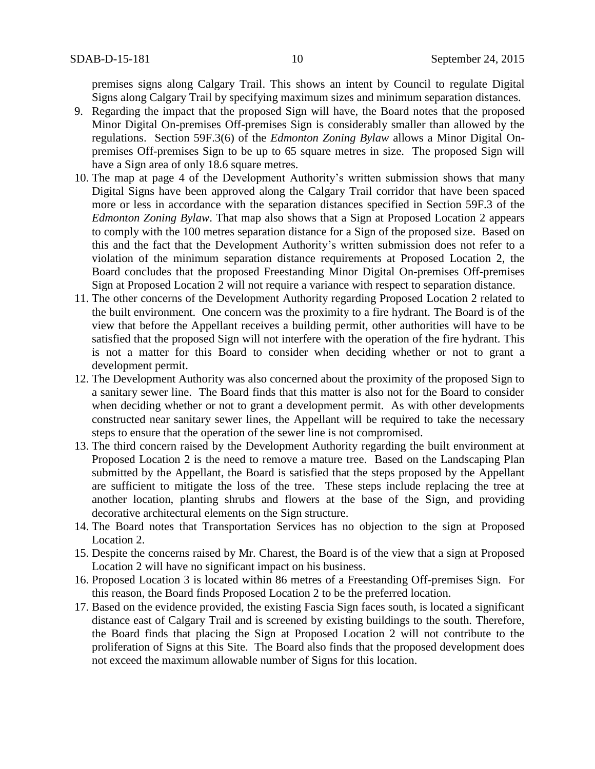premises signs along Calgary Trail. This shows an intent by Council to regulate Digital Signs along Calgary Trail by specifying maximum sizes and minimum separation distances.

9. Regarding the impact that the proposed Sign will have, the Board notes that the proposed Minor Digital On-premises Off-premises Sign is considerably smaller than allowed by the regulations. Section 59F.3(6) of the *Edmonton Zoning Bylaw* allows a Minor Digital On-premises Off-premises Sign to be up to 65 square metres in size. The proposed Sign will have a Sign area of only 18.6 square metres.
10. The map at page 4 of the Development Authority's written submission shows that many Digital Signs have been approved along the Calgary Trail corridor that have been spaced more or less in accordance with the separation distances specified in Section 59F.3 of the *Edmonton Zoning Bylaw*. That map also shows that a Sign at Proposed Location 2 appears to comply with the 100 metres separation distance for a Sign of the proposed size. Based on this and the fact that the Development Authority's written submission does not refer to a violation of the minimum separation distance requirements at Proposed Location 2, the Board concludes that the proposed Freestanding Minor Digital On-premises Off-premises Sign at Proposed Location 2 will not require a variance with respect to separation distance.
11. The other concerns of the Development Authority regarding Proposed Location 2 related to the built environment. One concern was the proximity to a fire hydrant. The Board is of the view that before the Appellant receives a building permit, other authorities will have to be satisfied that the proposed Sign will not interfere with the operation of the fire hydrant. This is not a matter for this Board to consider when deciding whether or not to grant a development permit.
12. The Development Authority was also concerned about the proximity of the proposed Sign to a sanitary sewer line. The Board finds that this matter is also not for the Board to consider when deciding whether or not to grant a development permit. As with other developments constructed near sanitary sewer lines, the Appellant will be required to take the necessary steps to ensure that the operation of the sewer line is not compromised.
13. The third concern raised by the Development Authority regarding the built environment at Proposed Location 2 is the need to remove a mature tree. Based on the Landscaping Plan submitted by the Appellant, the Board is satisfied that the steps proposed by the Appellant are sufficient to mitigate the loss of the tree. These steps include replacing the tree at another location, planting shrubs and flowers at the base of the Sign, and providing decorative architectural elements on the Sign structure.
14. The Board notes that Transportation Services has no objection to the sign at Proposed Location 2.
15. Despite the concerns raised by Mr. Charest, the Board is of the view that a sign at Proposed Location 2 will have no significant impact on his business.
16. Proposed Location 3 is located within 86 metres of a Freestanding Off-premises Sign. For this reason, the Board finds Proposed Location 2 to be the preferred location.
17. Based on the evidence provided, the existing Fascia Sign faces south, is located a significant distance east of Calgary Trail and is screened by existing buildings to the south. Therefore, the Board finds that placing the Sign at Proposed Location 2 will not contribute to the proliferation of Signs at this Site. The Board also finds that the proposed development does not exceed the maximum allowable number of Signs for this location.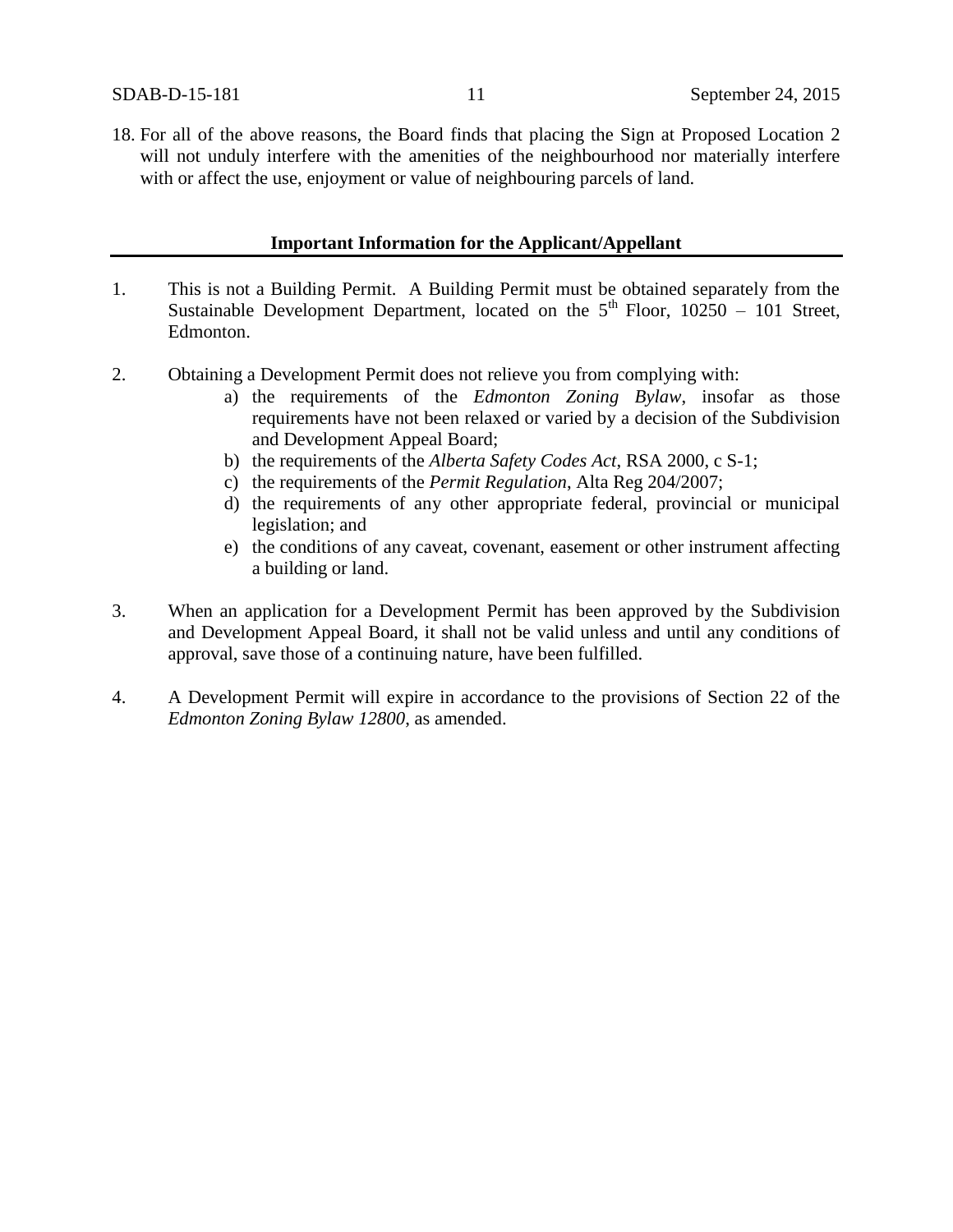18. For all of the above reasons, the Board finds that placing the Sign at Proposed Location 2 will not unduly interfere with the amenities of the neighbourhood nor materially interfere with or affect the use, enjoyment or value of neighbouring parcels of land.

**Important Information for the Applicant/Appellant**

1. This is not a Building Permit. A Building Permit must be obtained separately from the Sustainable Development Department, located on the 5th Floor, 10250 – 101 Street, Edmonton.

2. Obtaining a Development Permit does not relieve you from complying with:
   a) the requirements of the *Edmonton Zoning Bylaw*, insofar as those requirements have not been relaxed or varied by a decision of the Subdivision and Development Appeal Board;
   b) the requirements of the *Alberta Safety Codes Act*, RSA 2000, c S-1;
   c) the requirements of the *Permit Regulation*, Alta Reg 204/2007;
   d) the requirements of any other appropriate federal, provincial or municipal legislation; and
   e) the conditions of any caveat, covenant, easement or other instrument affecting a building or land.

3. When an application for a Development Permit has been approved by the Subdivision and Development Appeal Board, it shall not be valid unless and until any conditions of approval, save those of a continuing nature, have been fulfilled.

4. A Development Permit will expire in accordance to the provisions of Section 22 of the *Edmonton Zoning Bylaw 12800*, as amended.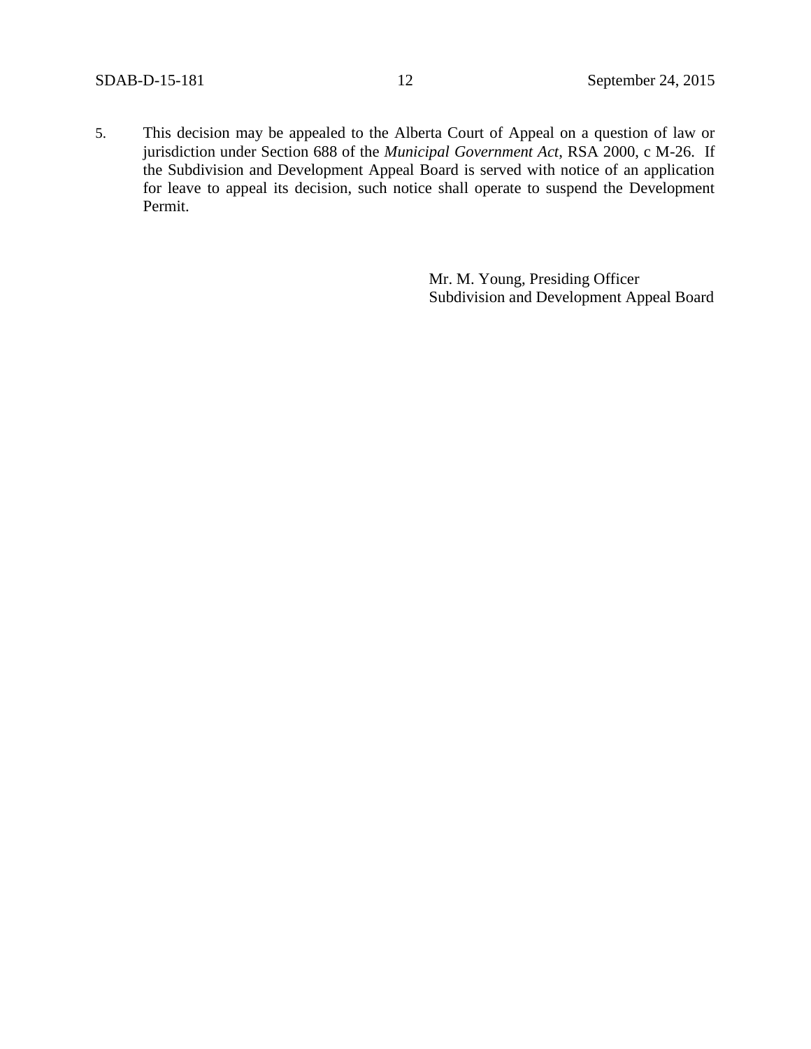5. This decision may be appealed to the Alberta Court of Appeal on a question of law or jurisdiction under Section 688 of the *Municipal Government Act*, RSA 2000, c M-26. If the Subdivision and Development Appeal Board is served with notice of an application for leave to appeal its decision, such notice shall operate to suspend the Development Permit.

Mr. M. Young, Presiding Officer
Subdivision and Development Appeal Board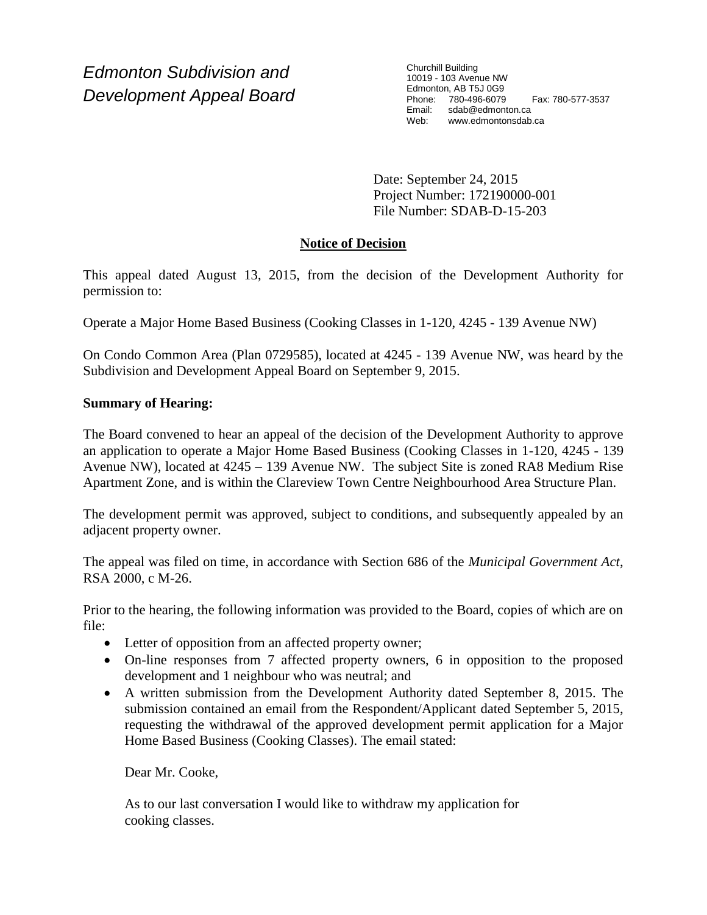*Edmonton Subdivision and Development Appeal Board*

Churchill Building
10019 - 103 Avenue NW
Edmonton, AB T5J 0G9
Phone: 780-496-6079 Fax: 780-577-3537
Email: sdab@edmonton.ca
Web: www.edmontonsdab.ca

Date: September 24, 2015
Project Number: 172190000-001
File Number: SDAB-D-15-203

## Notice of Decision

This appeal dated August 13, 2015, from the decision of the Development Authority for permission to:

Operate a Major Home Based Business (Cooking Classes in 1-120, 4245 - 139 Avenue NW)

On Condo Common Area (Plan 0729585), located at 4245 - 139 Avenue NW, was heard by the Subdivision and Development Appeal Board on September 9, 2015.

**Summary of Hearing:**

The Board convened to hear an appeal of the decision of the Development Authority to approve an application to operate a Major Home Based Business (Cooking Classes in 1-120, 4245 - 139 Avenue NW), located at 4245 – 139 Avenue NW. The subject Site is zoned RA8 Medium Rise Apartment Zone, and is within the Clareview Town Centre Neighbourhood Area Structure Plan.

The development permit was approved, subject to conditions, and subsequently appealed by an adjacent property owner.

The appeal was filed on time, in accordance with Section 686 of the *Municipal Government Act*, RSA 2000, c M-26.

Prior to the hearing, the following information was provided to the Board, copies of which are on file:

- Letter of opposition from an affected property owner;
- On-line responses from 7 affected property owners, 6 in opposition to the proposed development and 1 neighbour who was neutral; and
- A written submission from the Development Authority dated September 8, 2015. The submission contained an email from the Respondent/Applicant dated September 5, 2015, requesting the withdrawal of the approved development permit application for a Major Home Based Business (Cooking Classes). The email stated:

  Dear Mr. Cooke,

  As to our last conversation I would like to withdraw my application for cooking classes.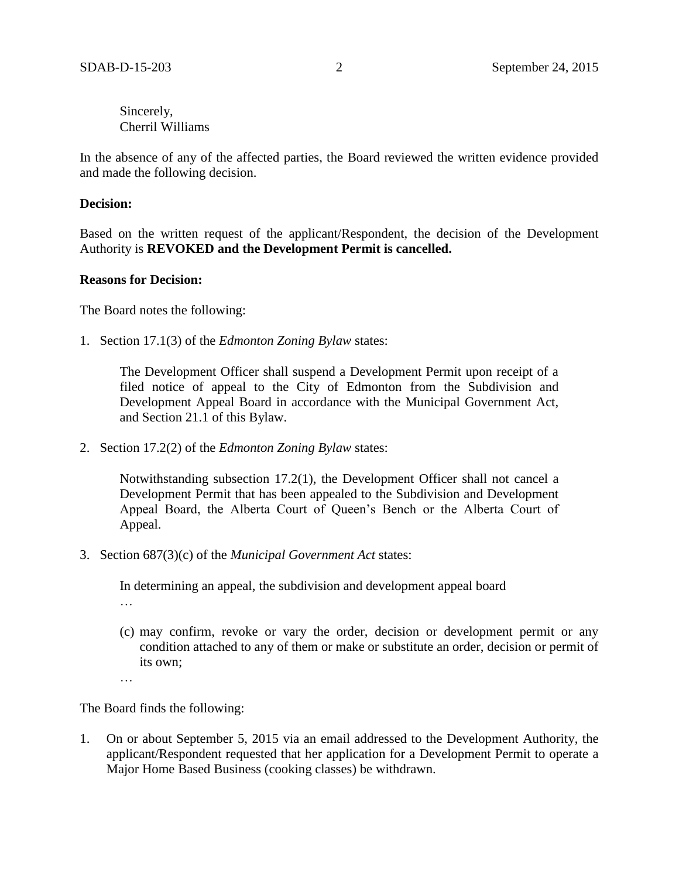Sincerely,
Cherril Williams

In the absence of any of the affected parties, the Board reviewed the written evidence provided and made the following decision.

**Decision:**

Based on the written request of the applicant/Respondent, the decision of the Development Authority is **REVOKED and the Development Permit is cancelled.**

**Reasons for Decision:**

The Board notes the following:

1. Section 17.1(3) of the *Edmonton Zoning Bylaw* states:

   The Development Officer shall suspend a Development Permit upon receipt of a filed notice of appeal to the City of Edmonton from the Subdivision and Development Appeal Board in accordance with the Municipal Government Act, and Section 21.1 of this Bylaw.

2. Section 17.2(2) of the *Edmonton Zoning Bylaw* states:

   Notwithstanding subsection 17.2(1), the Development Officer shall not cancel a Development Permit that has been appealed to the Subdivision and Development Appeal Board, the Alberta Court of Queen's Bench or the Alberta Court of Appeal.

3. Section 687(3)(c) of the *Municipal Government Act* states:

   In determining an appeal, the subdivision and development appeal board

   …

   (c) may confirm, revoke or vary the order, decision or development permit or any condition attached to any of them or make or substitute an order, decision or permit of its own;

   …

The Board finds the following:

1. On or about September 5, 2015 via an email addressed to the Development Authority, the applicant/Respondent requested that her application for a Development Permit to operate a Major Home Based Business (cooking classes) be withdrawn.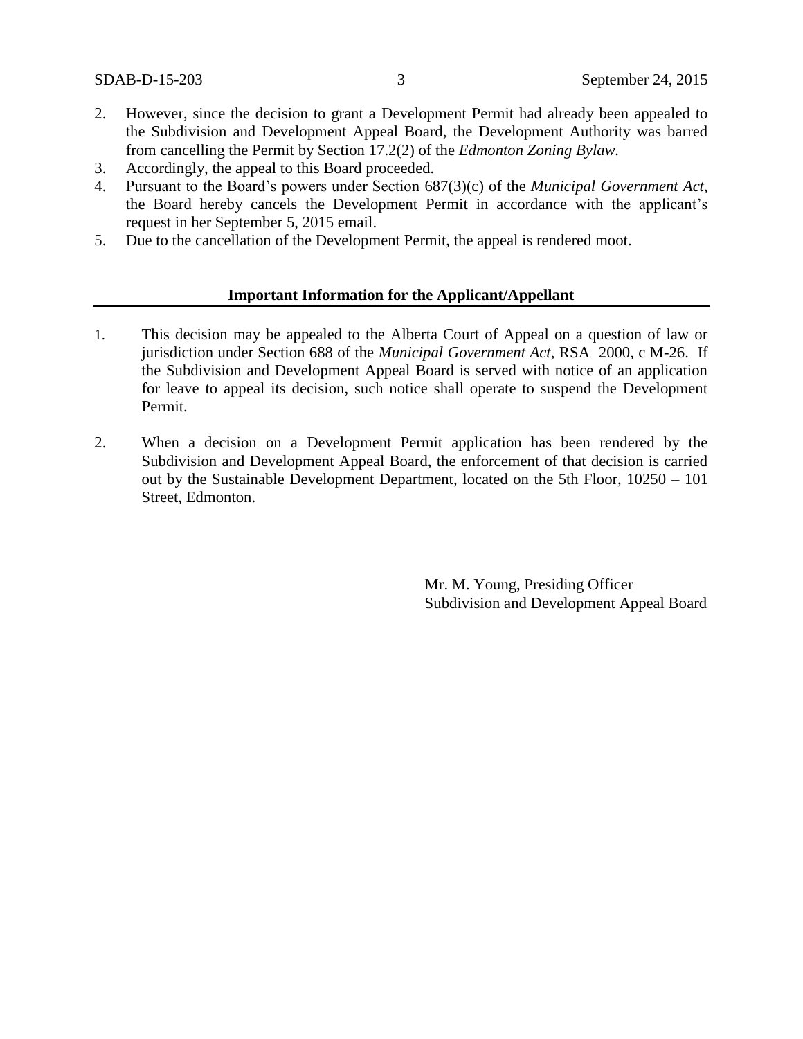2. However, since the decision to grant a Development Permit had already been appealed to the Subdivision and Development Appeal Board, the Development Authority was barred from cancelling the Permit by Section 17.2(2) of the *Edmonton Zoning Bylaw.*
3. Accordingly, the appeal to this Board proceeded.
4. Pursuant to the Board's powers under Section 687(3)(c) of the *Municipal Government Act*, the Board hereby cancels the Development Permit in accordance with the applicant's request in her September 5, 2015 email.
5. Due to the cancellation of the Development Permit, the appeal is rendered moot.

## Important Information for the Applicant/Appellant

1. This decision may be appealed to the Alberta Court of Appeal on a question of law or jurisdiction under Section 688 of the *Municipal Government Act*, RSA 2000, c M-26. If the Subdivision and Development Appeal Board is served with notice of an application for leave to appeal its decision, such notice shall operate to suspend the Development Permit.

2. When a decision on a Development Permit application has been rendered by the Subdivision and Development Appeal Board, the enforcement of that decision is carried out by the Sustainable Development Department, located on the 5th Floor, 10250 – 101 Street, Edmonton.

Mr. M. Young, Presiding Officer
Subdivision and Development Appeal Board